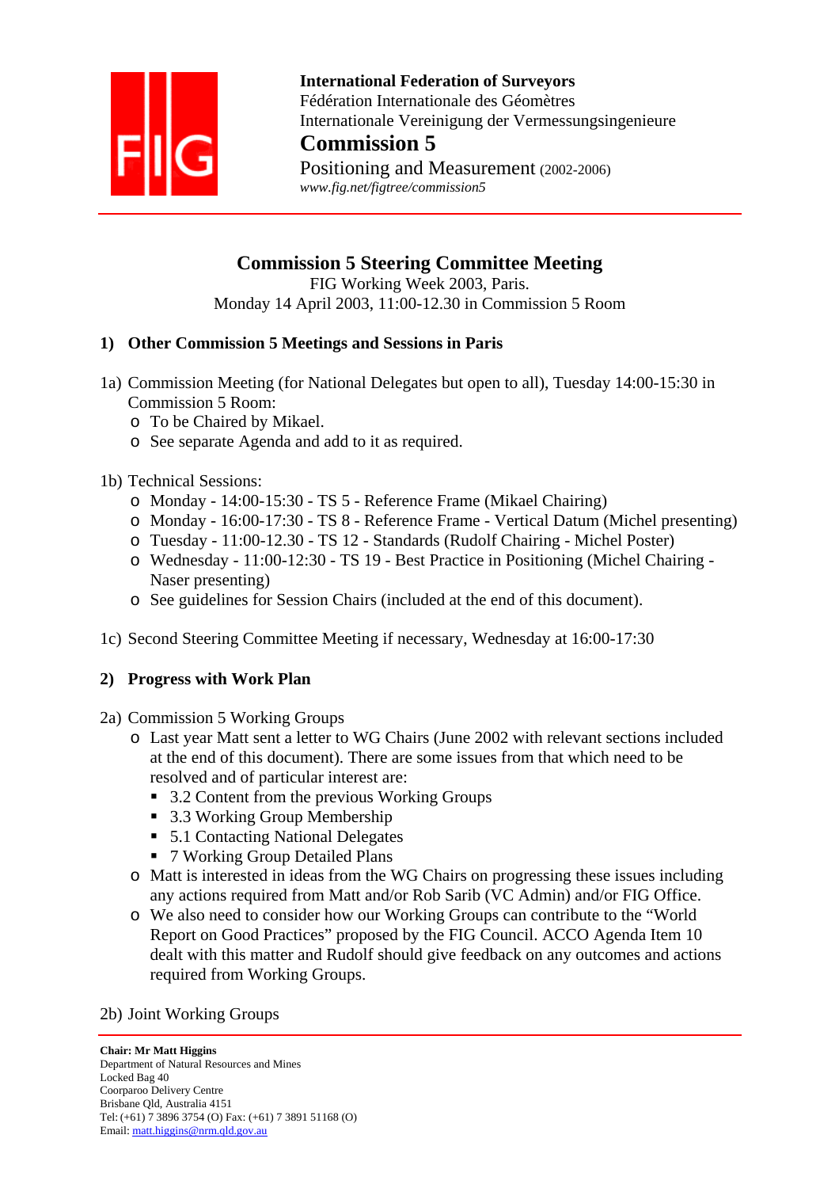**International Federation of Surveyors**
Fédération Internationale des Géomètres
Internationale Vereinigung der Vermessungsingenieure

**Commission 5**

Positioning and Measurement (2002-2006)

*www.fig.net/figtree/commission5*

# Commission 5 Steering Committee Meeting

FIG Working Week 2003, Paris.
Monday 14 April 2003, 11:00-12.30 in Commission 5 Room

## 1) Other Commission 5 Meetings and Sessions in Paris

1a) Commission Meeting (for National Delegates but open to all), Tuesday 14:00-15:30 in Commission 5 Room:

- To be Chaired by Mikael.
- See separate Agenda and add to it as required.

1b) Technical Sessions:

- Monday - 14:00-15:30 - TS 5 - Reference Frame (Mikael Chairing)
- Monday - 16:00-17:30 - TS 8 - Reference Frame - Vertical Datum (Michel presenting)
- Tuesday - 11:00-12.30 - TS 12 - Standards (Rudolf Chairing - Michel Poster)
- Wednesday - 11:00-12:30 - TS 19 - Best Practice in Positioning (Michel Chairing - Naser presenting)
- See guidelines for Session Chairs (included at the end of this document).

1c) Second Steering Committee Meeting if necessary, Wednesday at 16:00-17:30

## 2) Progress with Work Plan

2a) Commission 5 Working Groups

- Last year Matt sent a letter to WG Chairs (June 2002 with relevant sections included at the end of this document). There are some issues from that which need to be resolved and of particular interest are:
  - 3.2 Content from the previous Working Groups
  - 3.3 Working Group Membership
  - 5.1 Contacting National Delegates
  - 7 Working Group Detailed Plans
- Matt is interested in ideas from the WG Chairs on progressing these issues including any actions required from Matt and/or Rob Sarib (VC Admin) and/or FIG Office.
- We also need to consider how our Working Groups can contribute to the “World Report on Good Practices” proposed by the FIG Council. ACCO Agenda Item 10 dealt with this matter and Rudolf should give feedback on any outcomes and actions required from Working Groups.

2b) Joint Working Groups

---

**Chair: Mr Matt Higgins**
Department of Natural Resources and Mines
Locked Bag 40
Coorparoo Delivery Centre
Brisbane Qld, Australia 4151
Tel: (+61) 7 3896 3754 (O) Fax: (+61) 7 3891 51168 (O)
Email: matt.higgins@nrm.qld.gov.au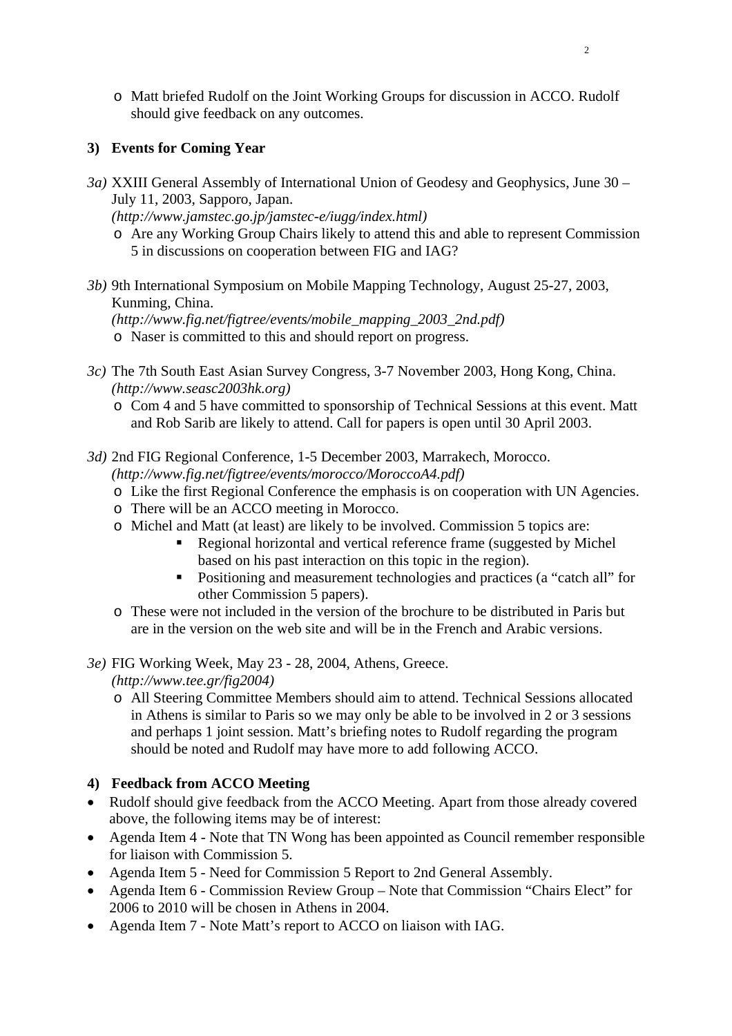- Matt briefed Rudolf on the Joint Working Groups for discussion in ACCO. Rudolf should give feedback on any outcomes.

## 3) Events for Coming Year

*3a)* XXIII General Assembly of International Union of Geodesy and Geophysics, June 30 – July 11, 2003, Sapporo, Japan.
*(http://www.jamstec.go.jp/jamstec-e/iugg/index.html)*

- Are any Working Group Chairs likely to attend this and able to represent Commission 5 in discussions on cooperation between FIG and IAG?

*3b)* 9th International Symposium on Mobile Mapping Technology, August 25-27, 2003, Kunming, China.
*(http://www.fig.net/figtree/events/mobile_mapping_2003_2nd.pdf)*

- Naser is committed to this and should report on progress.

*3c)* The 7th South East Asian Survey Congress, 3-7 November 2003, Hong Kong, China.
*(http://www.seasc2003hk.org)*

- Com 4 and 5 have committed to sponsorship of Technical Sessions at this event. Matt and Rob Sarib are likely to attend. Call for papers is open until 30 April 2003.

*3d)* 2nd FIG Regional Conference, 1-5 December 2003, Marrakech, Morocco.
*(http://www.fig.net/figtree/events/morocco/MoroccoA4.pdf)*

- Like the first Regional Conference the emphasis is on cooperation with UN Agencies.
- There will be an ACCO meeting in Morocco.
- Michel and Matt (at least) are likely to be involved. Commission 5 topics are:
  - Regional horizontal and vertical reference frame (suggested by Michel based on his past interaction on this topic in the region).
  - Positioning and measurement technologies and practices (a "catch all" for other Commission 5 papers).
- These were not included in the version of the brochure to be distributed in Paris but are in the version on the web site and will be in the French and Arabic versions.

*3e)* FIG Working Week, May 23 - 28, 2004, Athens, Greece.
*(http://www.tee.gr/fig2004)*

- All Steering Committee Members should aim to attend. Technical Sessions allocated in Athens is similar to Paris so we may only be able to be involved in 2 or 3 sessions and perhaps 1 joint session. Matt's briefing notes to Rudolf regarding the program should be noted and Rudolf may have more to add following ACCO.

## 4) Feedback from ACCO Meeting

- Rudolf should give feedback from the ACCO Meeting. Apart from those already covered above, the following items may be of interest:
- Agenda Item 4 - Note that TN Wong has been appointed as Council remember responsible for liaison with Commission 5.
- Agenda Item 5 - Need for Commission 5 Report to 2nd General Assembly.
- Agenda Item 6 - Commission Review Group – Note that Commission "Chairs Elect" for 2006 to 2010 will be chosen in Athens in 2004.
- Agenda Item 7 - Note Matt's report to ACCO on liaison with IAG.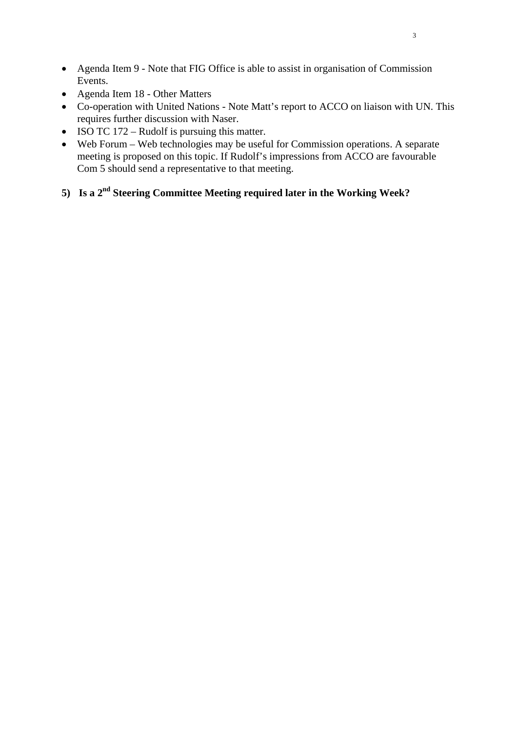- Agenda Item 9 - Note that FIG Office is able to assist in organisation of Commission Events.
- Agenda Item 18 - Other Matters
- Co-operation with United Nations - Note Matt's report to ACCO on liaison with UN. This requires further discussion with Naser.
- ISO TC 172 – Rudolf is pursuing this matter.
- Web Forum – Web technologies may be useful for Commission operations. A separate meeting is proposed on this topic. If Rudolf's impressions from ACCO are favourable Com 5 should send a representative to that meeting.

**5) Is a 2nd Steering Committee Meeting required later in the Working Week?**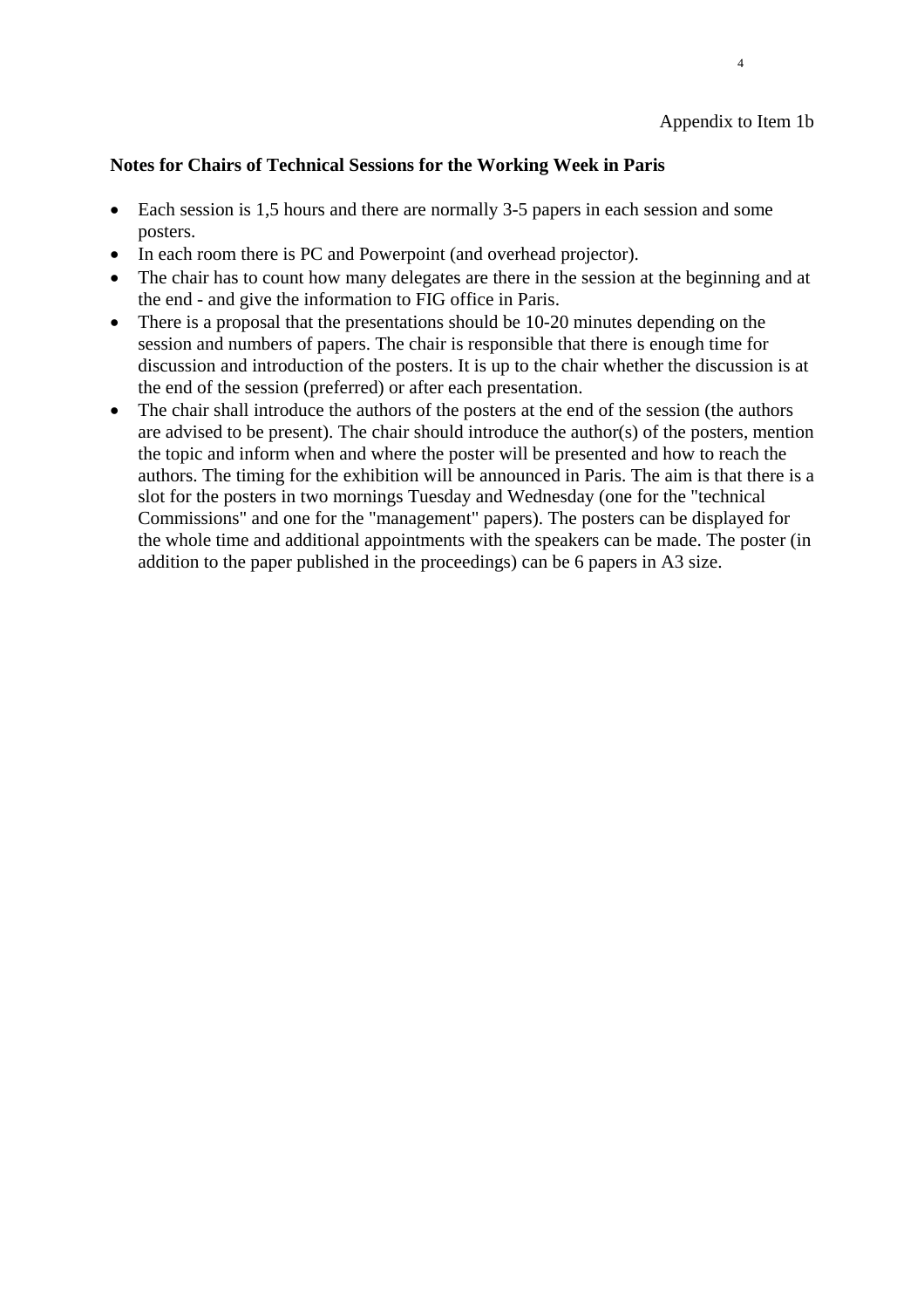Appendix to Item 1b

**Notes for Chairs of Technical Sessions for the Working Week in Paris**

- Each session is 1,5 hours and there are normally 3-5 papers in each session and some posters.
- In each room there is PC and Powerpoint (and overhead projector).
- The chair has to count how many delegates are there in the session at the beginning and at the end - and give the information to FIG office in Paris.
- There is a proposal that the presentations should be 10-20 minutes depending on the session and numbers of papers. The chair is responsible that there is enough time for discussion and introduction of the posters. It is up to the chair whether the discussion is at the end of the session (preferred) or after each presentation.
- The chair shall introduce the authors of the posters at the end of the session (the authors are advised to be present). The chair should introduce the author(s) of the posters, mention the topic and inform when and where the poster will be presented and how to reach the authors. The timing for the exhibition will be announced in Paris. The aim is that there is a slot for the posters in two mornings Tuesday and Wednesday (one for the "technical Commissions" and one for the "management" papers). The posters can be displayed for the whole time and additional appointments with the speakers can be made. The poster (in addition to the paper published in the proceedings) can be 6 papers in A3 size.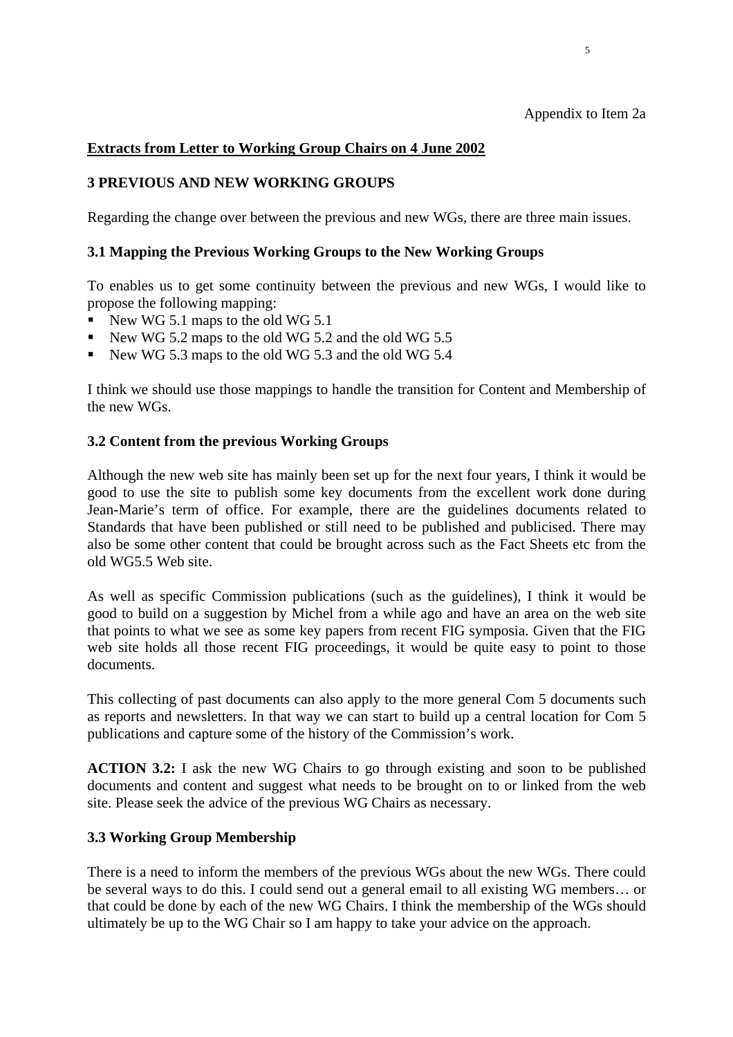Appendix to Item 2a

**Extracts from Letter to Working Group Chairs on 4 June 2002**

## 3 PREVIOUS AND NEW WORKING GROUPS

Regarding the change over between the previous and new WGs, there are three main issues.

### 3.1 Mapping the Previous Working Groups to the New Working Groups

To enables us to get some continuity between the previous and new WGs, I would like to propose the following mapping:

- New WG 5.1 maps to the old WG 5.1
- New WG 5.2 maps to the old WG 5.2 and the old WG 5.5
- New WG 5.3 maps to the old WG 5.3 and the old WG 5.4

I think we should use those mappings to handle the transition for Content and Membership of the new WGs.

### 3.2 Content from the previous Working Groups

Although the new web site has mainly been set up for the next four years, I think it would be good to use the site to publish some key documents from the excellent work done during Jean-Marie's term of office. For example, there are the guidelines documents related to Standards that have been published or still need to be published and publicised. There may also be some other content that could be brought across such as the Fact Sheets etc from the old WG5.5 Web site.

As well as specific Commission publications (such as the guidelines), I think it would be good to build on a suggestion by Michel from a while ago and have an area on the web site that points to what we see as some key papers from recent FIG symposia. Given that the FIG web site holds all those recent FIG proceedings, it would be quite easy to point to those documents.

This collecting of past documents can also apply to the more general Com 5 documents such as reports and newsletters. In that way we can start to build up a central location for Com 5 publications and capture some of the history of the Commission's work.

**ACTION 3.2:** I ask the new WG Chairs to go through existing and soon to be published documents and content and suggest what needs to be brought on to or linked from the web site. Please seek the advice of the previous WG Chairs as necessary.

### 3.3 Working Group Membership

There is a need to inform the members of the previous WGs about the new WGs. There could be several ways to do this. I could send out a general email to all existing WG members… or that could be done by each of the new WG Chairs. I think the membership of the WGs should ultimately be up to the WG Chair so I am happy to take your advice on the approach.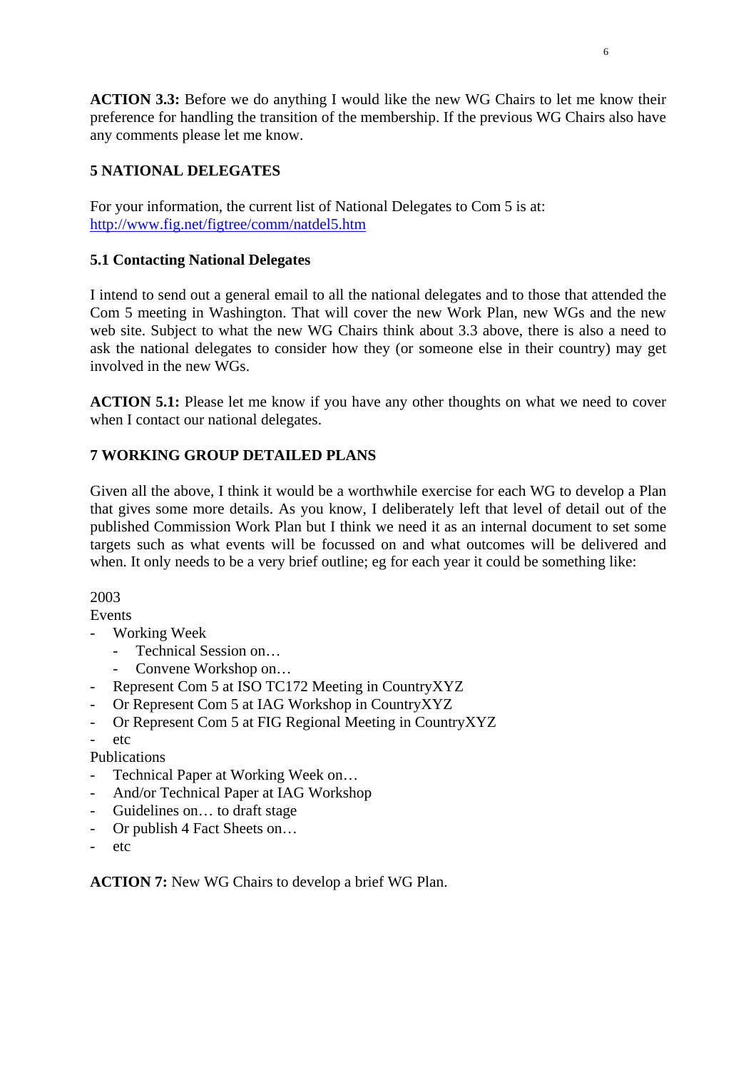**ACTION 3.3:** Before we do anything I would like the new WG Chairs to let me know their preference for handling the transition of the membership. If the previous WG Chairs also have any comments please let me know.

## 5 NATIONAL DELEGATES

For your information, the current list of National Delegates to Com 5 is at: http://www.fig.net/figtree/comm/natdel5.htm

### 5.1 Contacting National Delegates

I intend to send out a general email to all the national delegates and to those that attended the Com 5 meeting in Washington. That will cover the new Work Plan, new WGs and the new web site. Subject to what the new WG Chairs think about 3.3 above, there is also a need to ask the national delegates to consider how they (or someone else in their country) may get involved in the new WGs.

**ACTION 5.1:** Please let me know if you have any other thoughts on what we need to cover when I contact our national delegates.

## 7 WORKING GROUP DETAILED PLANS

Given all the above, I think it would be a worthwhile exercise for each WG to develop a Plan that gives some more details. As you know, I deliberately left that level of detail out of the published Commission Work Plan but I think we need it as an internal document to set some targets such as what events will be focussed on and what outcomes will be delivered and when. It only needs to be a very brief outline; eg for each year it could be something like:

2003

Events

- Working Week
  - Technical Session on…
  - Convene Workshop on…
- Represent Com 5 at ISO TC172 Meeting in CountryXYZ
- Or Represent Com 5 at IAG Workshop in CountryXYZ
- Or Represent Com 5 at FIG Regional Meeting in CountryXYZ
- etc

Publications

- Technical Paper at Working Week on…
- And/or Technical Paper at IAG Workshop
- Guidelines on… to draft stage
- Or publish 4 Fact Sheets on…
- etc

**ACTION 7:** New WG Chairs to develop a brief WG Plan.